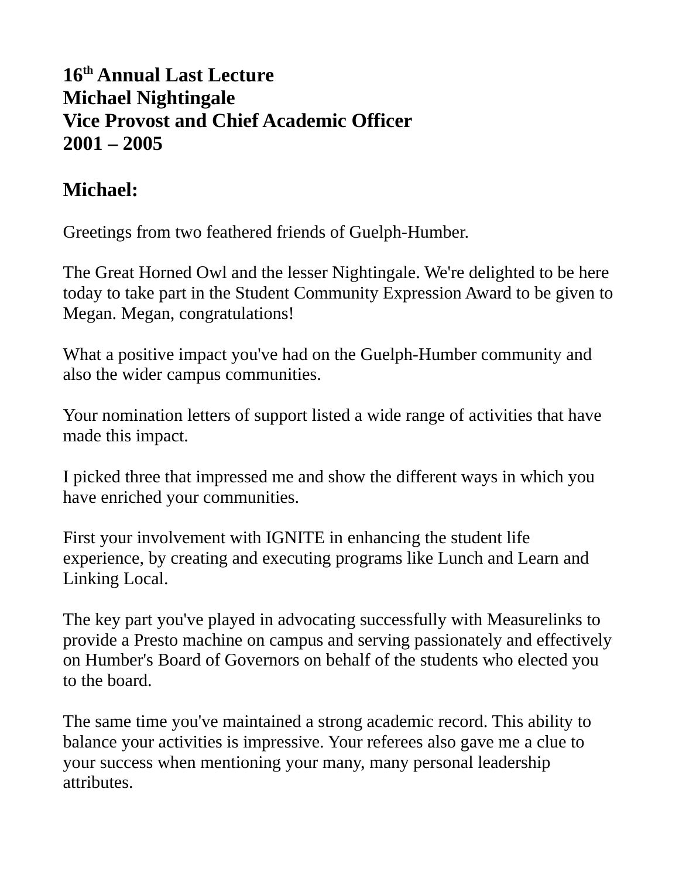**16th Annual Last Lecture**
**Michael Nightingale**
**Vice Provost and Chief Academic Officer**
**2001 – 2005**

## Michael:

Greetings from two feathered friends of Guelph-Humber.

The Great Horned Owl and the lesser Nightingale. We're delighted to be here today to take part in the Student Community Expression Award to be given to Megan. Megan, congratulations!

What a positive impact you've had on the Guelph-Humber community and also the wider campus communities.

Your nomination letters of support listed a wide range of activities that have made this impact.

I picked three that impressed me and show the different ways in which you have enriched your communities.

First your involvement with IGNITE in enhancing the student life experience, by creating and executing programs like Lunch and Learn and Linking Local.

The key part you've played in advocating successfully with Measurelinks to provide a Presto machine on campus and serving passionately and effectively on Humber's Board of Governors on behalf of the students who elected you to the board.

The same time you've maintained a strong academic record. This ability to balance your activities is impressive. Your referees also gave me a clue to your success when mentioning your many, many personal leadership attributes.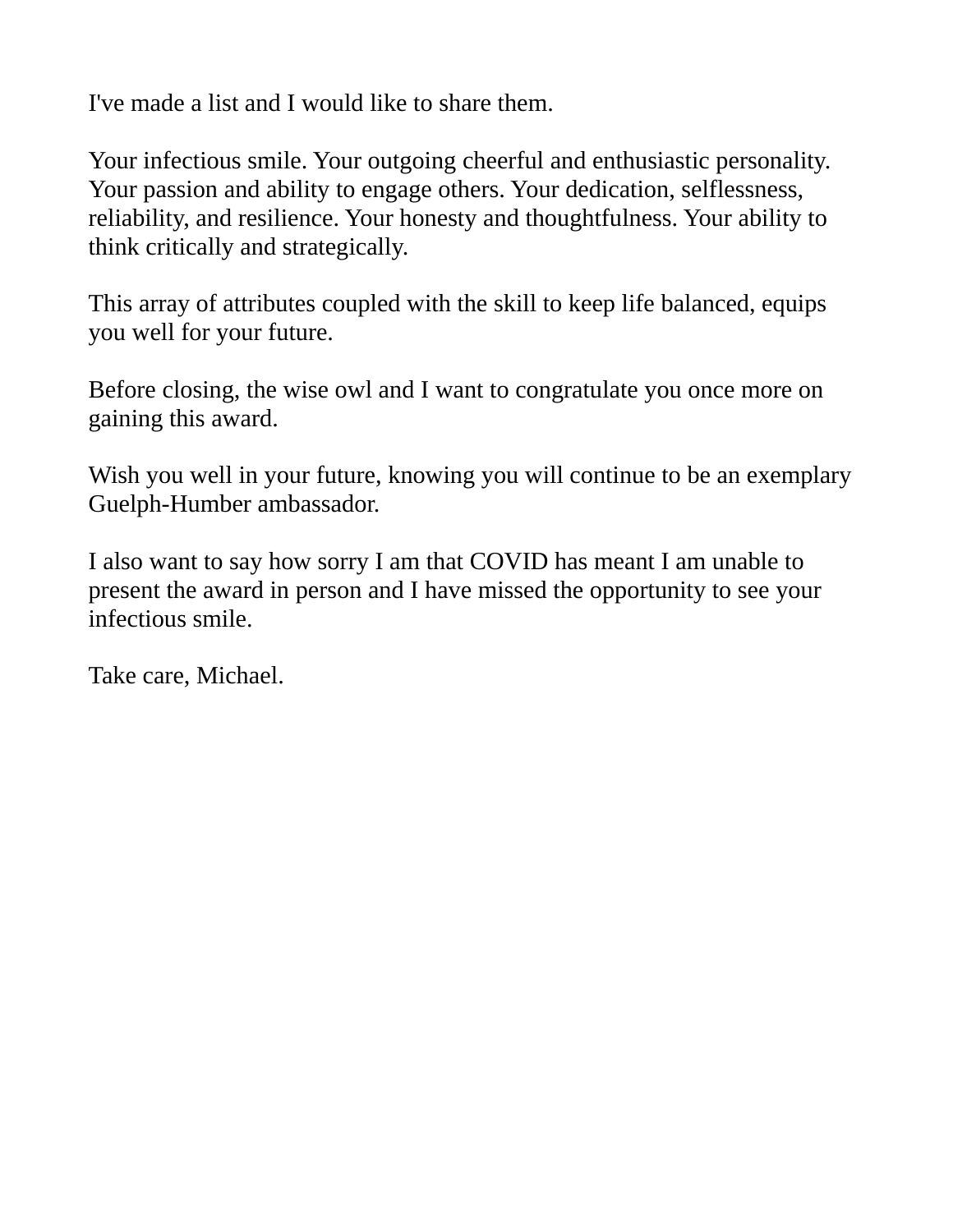I've made a list and I would like to share them.

Your infectious smile. Your outgoing cheerful and enthusiastic personality. Your passion and ability to engage others. Your dedication, selflessness, reliability, and resilience. Your honesty and thoughtfulness. Your ability to think critically and strategically.

This array of attributes coupled with the skill to keep life balanced, equips you well for your future.

Before closing, the wise owl and I want to congratulate you once more on gaining this award.

Wish you well in your future, knowing you will continue to be an exemplary Guelph-Humber ambassador.

I also want to say how sorry I am that COVID has meant I am unable to present the award in person and I have missed the opportunity to see your infectious smile.

Take care, Michael.